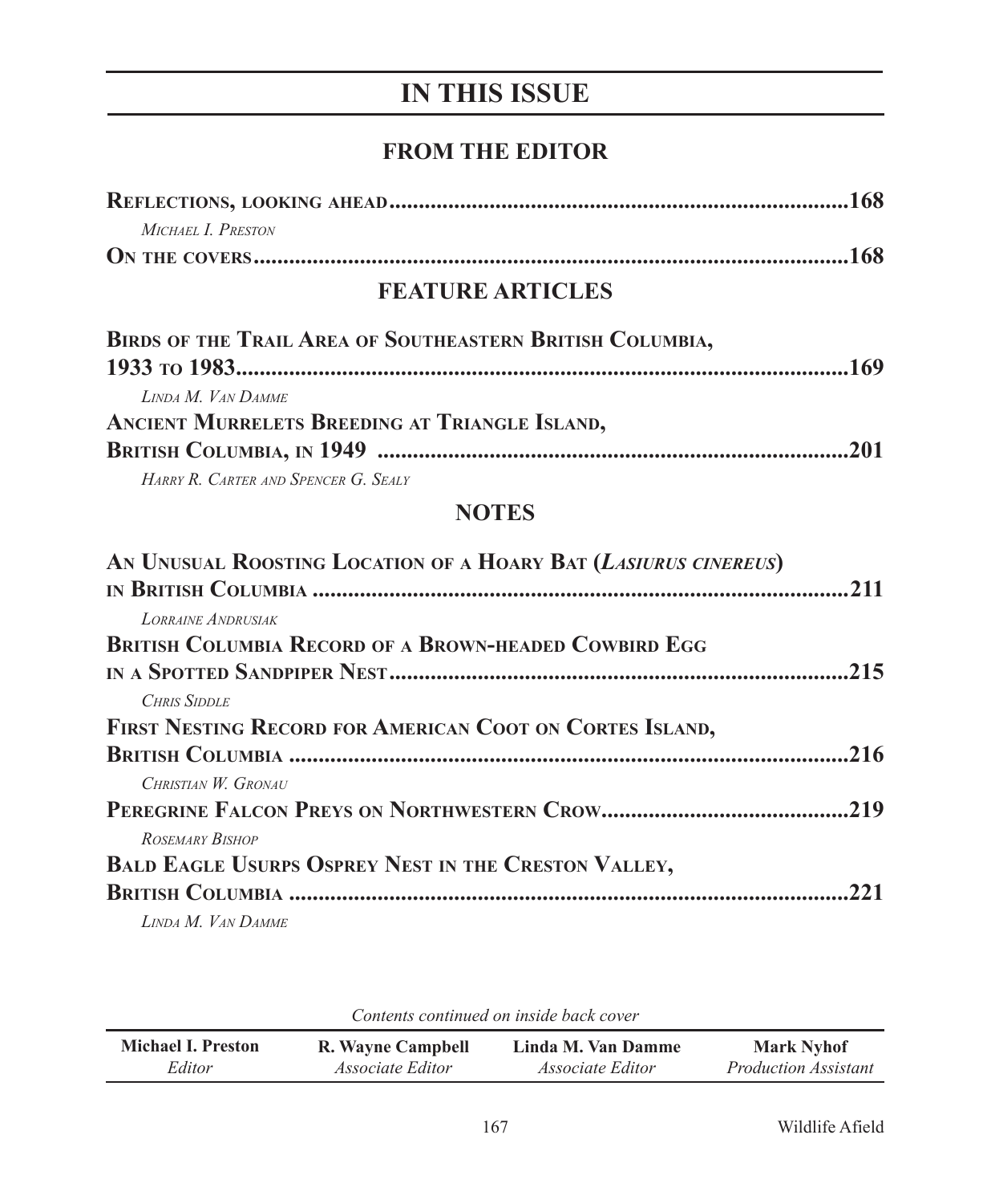# IN THIS ISSUE

## FROM THE EDITOR

**Reflections, looking ahead**.....168
*Michael I. Preston*

**On the covers**.....168

## FEATURE ARTICLES

**Birds of the Trail Area of Southeastern British Columbia, 1933 to 1983**.....169
*Linda M. Van Damme*

**Ancient Murrelets Breeding at Triangle Island, British Columbia, in 1949**.....201
*Harry R. Carter and Spencer G. Sealy*

## NOTES

**An Unusual Roosting Location of a Hoary Bat (*Lasiurus cinereus*) in British Columbia**.....211
*Lorraine Andrusiak*

**British Columbia Record of a Brown-headed Cowbird Egg in a Spotted Sandpiper Nest**.....215
*Chris Siddle*

**First Nesting Record for American Coot on Cortes Island, British Columbia**.....216
*Christian W. Gronau*

**Peregrine Falcon Preys on Northwestern Crow**.....219
*Rosemary Bishop*

**Bald Eagle Usurps Osprey Nest in the Creston Valley, British Columbia**.....221
*Linda M. Van Damme*

*Contents continued on inside back cover*

| Michael I. Preston | R. Wayne Campbell | Linda M. Van Damme | Mark Nyhof |
|---|---|---|---|
| *Editor* | *Associate Editor* | *Associate Editor* | *Production Assistant* |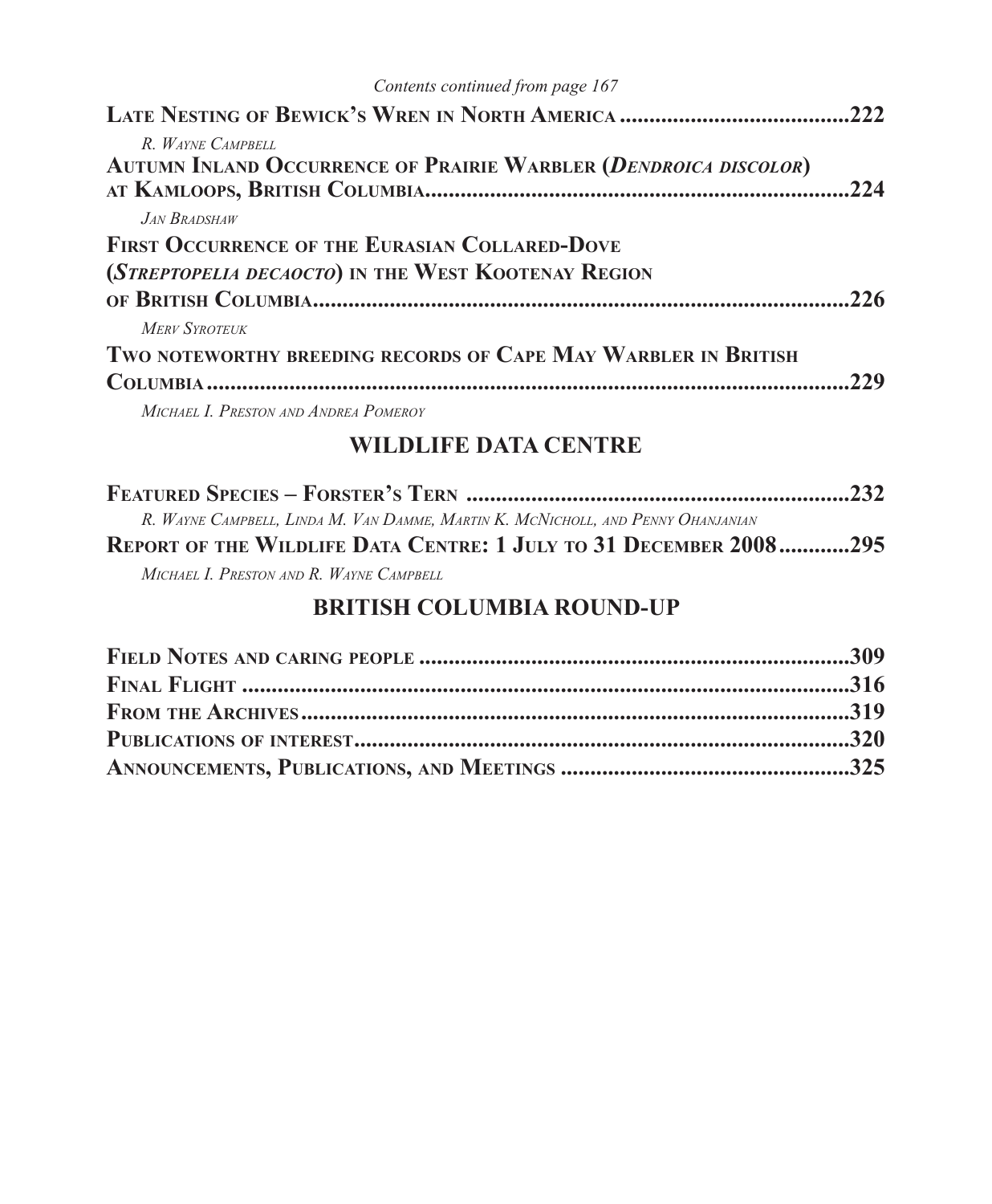*Contents continued from page 167*

**Late Nesting of Bewick's Wren in North America ....................................222**

*R. Wayne Campbell*

**Autumn Inland Occurrence of Prairie Warbler (*Dendroica discolor*) at Kamloops, British Columbia.......................................................................224**

*Jan Bradshaw*

**First Occurrence of the Eurasian Collared-Dove (*Streptopelia decaocto*) in the West Kootenay Region of British Columbia...........................................................................................226**

*Merv Syroteuk*

**Two noteworthy breeding records of Cape May Warbler in British Columbia .........................................................................................................229**

*Michael I. Preston and Andrea Pomeroy*

## WILDLIFE DATA CENTRE

**Featured Species – Forster's Tern ................................................................232**

*R. Wayne Campbell, Linda M. Van Damme, Martin K. McNicholl, and Penny Ohanjanian*

**Report of the Wildlife Data Centre: 1 July to 31 December 2008............295**

*Michael I. Preston and R. Wayne Campbell*

## BRITISH COLUMBIA ROUND-UP

**Field Notes and caring people ..........................................................................309**

**Final Flight ........................................................................................................316**

**From the Archives...............................................................................................319**

**Publications of interest.......................................................................................320**

**Announcements, Publications, and Meetings .................................................325**